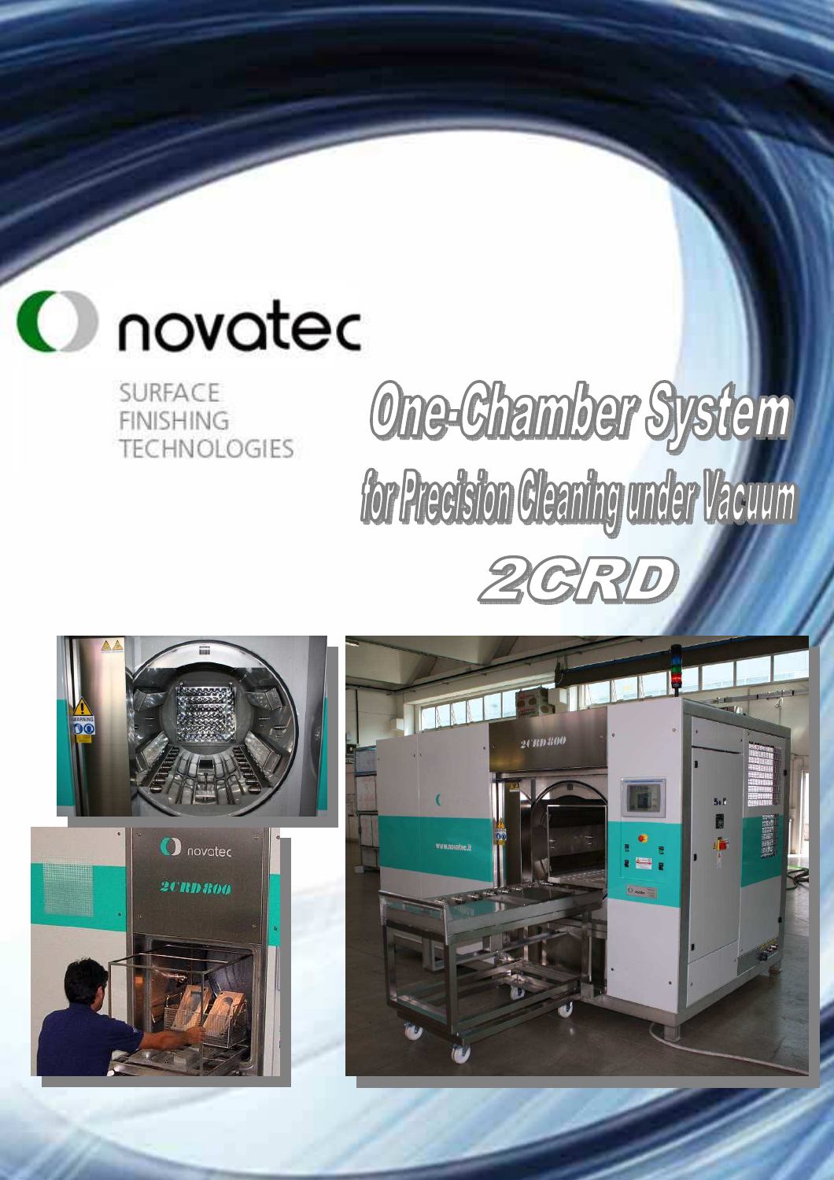novatec

SURFACE
FINISHING
TECHNOLOGIES

# One-Chamber System

## for Precision Cleaning under Vacuum

## 2CRD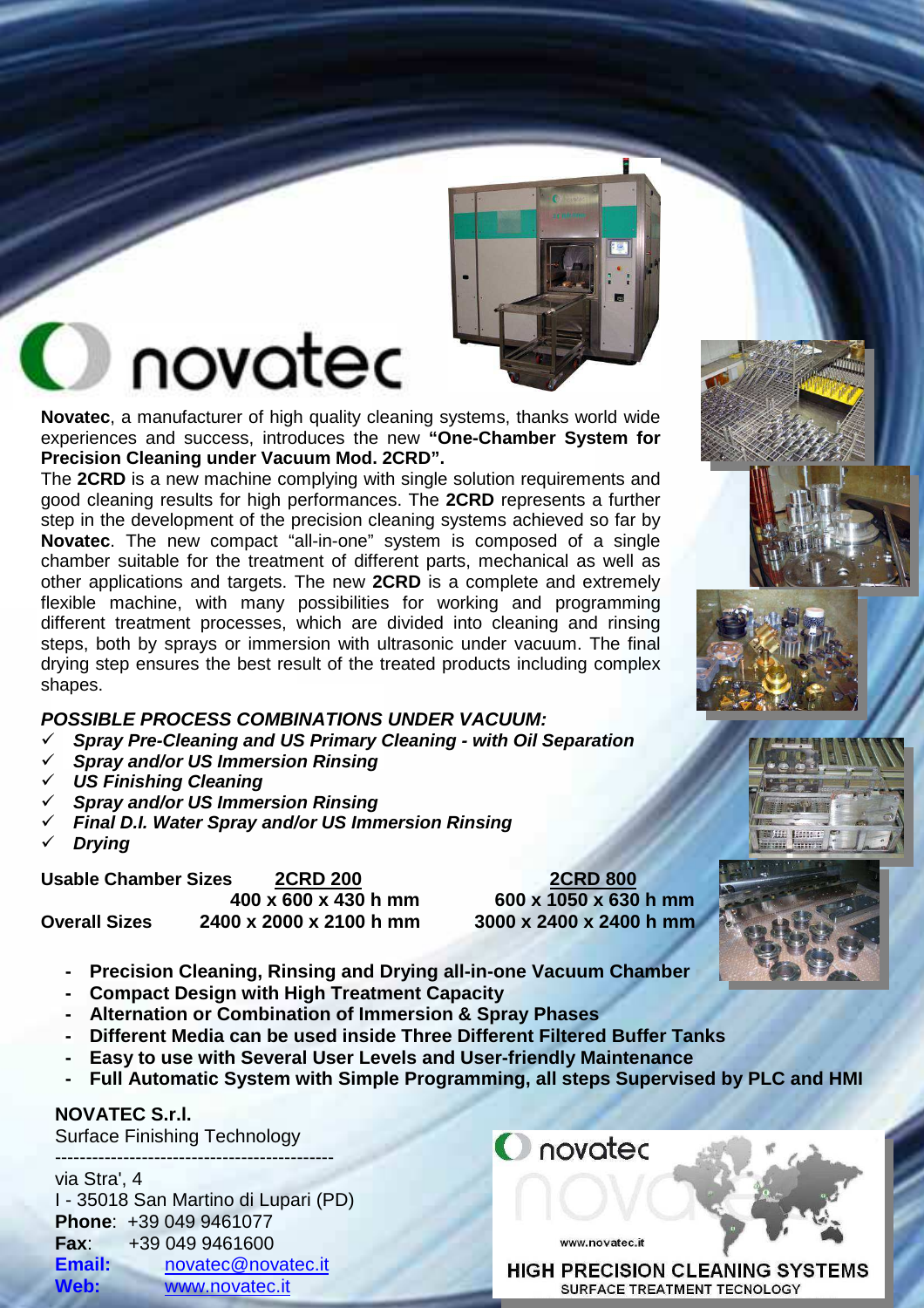# novatec

**Novatec**, a manufacturer of high quality cleaning systems, thanks world wide experiences and success, introduces the new **"One-Chamber System for Precision Cleaning under Vacuum Mod. 2CRD".**

The **2CRD** is a new machine complying with single solution requirements and good cleaning results for high performances. The **2CRD** represents a further step in the development of the precision cleaning systems achieved so far by **Novatec**. The new compact "all-in-one" system is composed of a single chamber suitable for the treatment of different parts, mechanical as well as other applications and targets. The new **2CRD** is a complete and extremely flexible machine, with many possibilities for working and programming different treatment processes, which are divided into cleaning and rinsing steps, both by sprays or immersion with ultrasonic under vacuum. The final drying step ensures the best result of the treated products including complex shapes.

***POSSIBLE PROCESS COMBINATIONS UNDER VACUUM:***

- ✓ ***Spray Pre-Cleaning and US Primary Cleaning - with Oil Separation***
- ✓ ***Spray and/or US Immersion Rinsing***
- ✓ ***US Finishing Cleaning***
- ✓ ***Spray and/or US Immersion Rinsing***
- ✓ ***Final D.I. Water Spray and/or US Immersion Rinsing***
- ✓ ***Drying***

| **Usable Chamber Sizes** | **2CRD 200** | **2CRD 800** |
|---|---|---|
| | **400 x 600 x 430 h mm** | **600 x 1050 x 630 h mm** |
| **Overall Sizes** | **2400 x 2000 x 2100 h mm** | **3000 x 2400 x 2400 h mm** |

- **Precision Cleaning, Rinsing and Drying all-in-one Vacuum Chamber**
- **Compact Design with High Treatment Capacity**
- **Alternation or Combination of Immersion & Spray Phases**
- **Different Media can be used inside Three Different Filtered Buffer Tanks**
- **Easy to use with Several User Levels and User-friendly Maintenance**
- **Full Automatic System with Simple Programming, all steps Supervised by PLC and HMI**

**NOVATEC S.r.l.**
Surface Finishing Technology

----------------------------------------------

via Stra', 4
I - 35018 San Martino di Lupari (PD)
**Phone**: +39 049 9461077
**Fax**: +39 049 9461600
**Email:** novatec@novatec.it
**Web:** www.novatec.it

novatec
www.novatec.it
**HIGH PRECISION CLEANING SYSTEMS**
SURFACE TREATMENT TECNOLOGY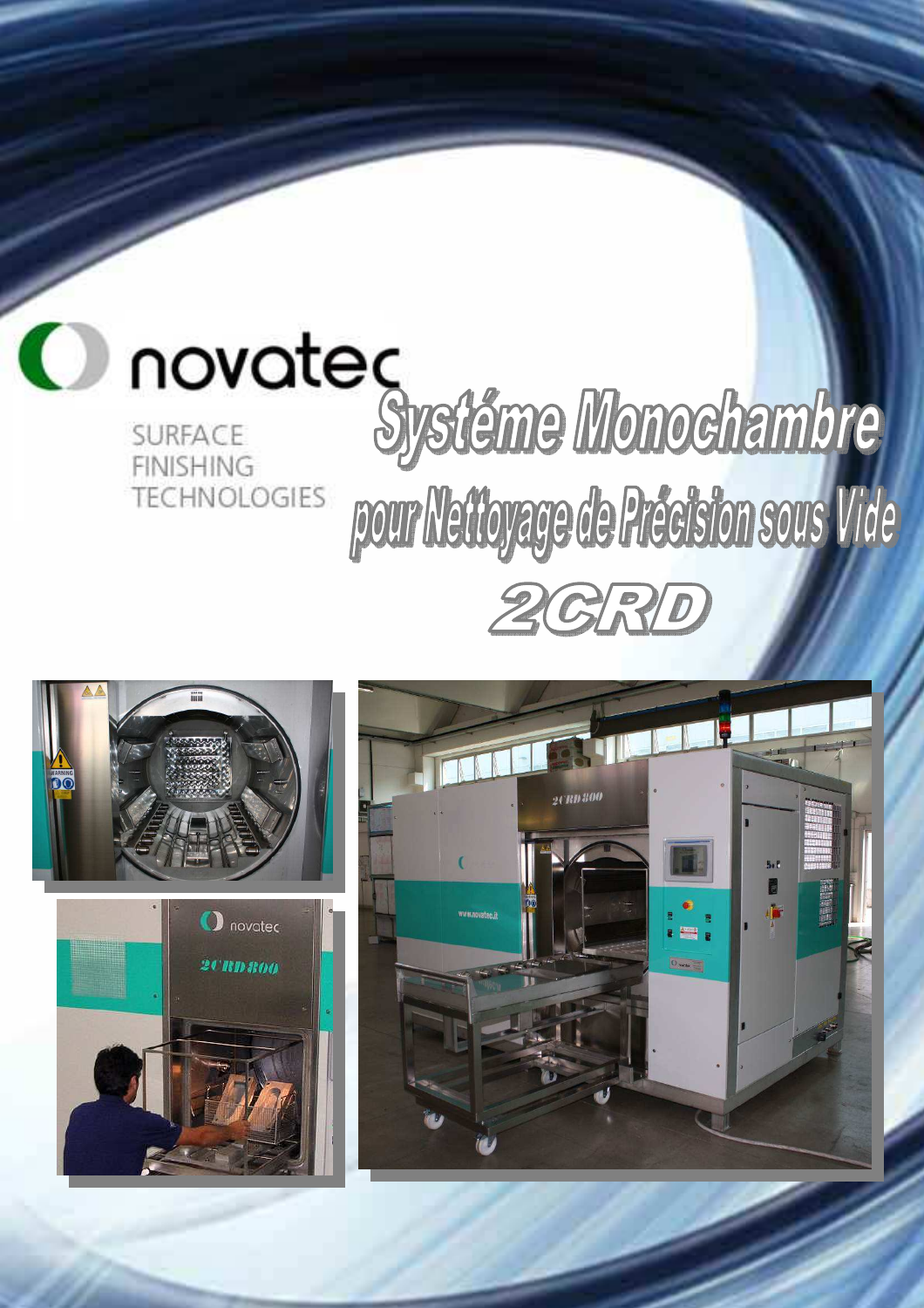novatec

SURFACE FINISHING TECHNOLOGIES

# Systéme Monochambre

## pour Nettoyage de Précision sous Vide

## 2CRD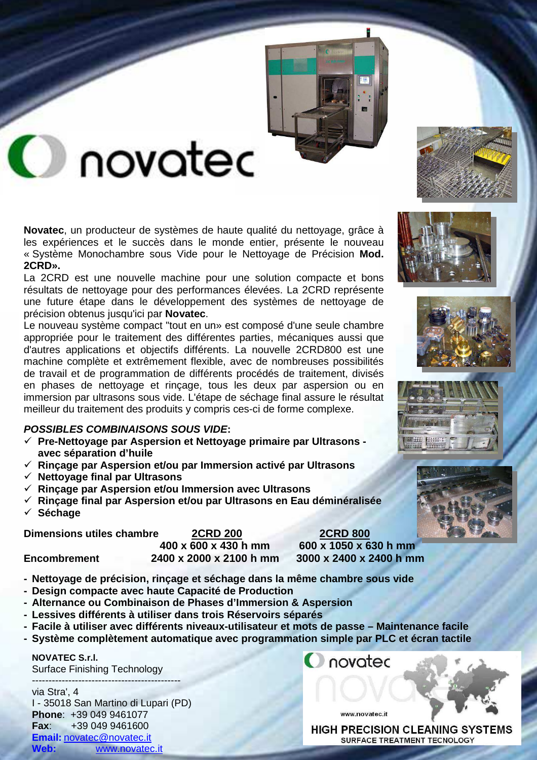# novatec

**Novatec**, un producteur de systèmes de haute qualité du nettoyage, grâce à les expériences et le succès dans le monde entier, présente le nouveau « Système Monochambre sous Vide pour le Nettoyage de Précision **Mod. 2CRD».**

La 2CRD est une nouvelle machine pour une solution compacte et bons résultats de nettoyage pour des performances élevées. La 2CRD représente une future étape dans le développement des systèmes de nettoyage de précision obtenus jusqu'ici par **Novatec**.

Le nouveau système compact "tout en un» est composé d'une seule chambre appropriée pour le traitement des différentes parties, mécaniques aussi que d'autres applications et objectifs différents. La nouvelle 2CRD800 est une machine complète et extrêmement flexible, avec de nombreuses possibilités de travail et de programmation de différents procédés de traitement, divisés en phases de nettoyage et rinçage, tous les deux par aspersion ou en immersion par ultrasons sous vide. L'étape de séchage final assure le résultat meilleur du traitement des produits y compris ces-ci de forme complexe.

***POSSIBLES COMBINAISONS SOUS VIDE*:**

- ✓ **Pre-Nettoyage par Aspersion et Nettoyage primaire par Ultrasons - avec séparation d'huile**
- ✓ **Rinçage par Aspersion et/ou par Immersion activé par Ultrasons**
- ✓ **Nettoyage final par Ultrasons**
- ✓ **Rinçage par Aspersion et/ou Immersion avec Ultrasons**
- ✓ **Rinçage final par Aspersion et/ou par Ultrasons en Eau déminéralisée**
- ✓ **Séchage**

| | **2CRD 200** | **2CRD 800** |
|---|---|---|
| **Dimensions utiles chambre** | **400 x 600 x 430 h mm** | **600 x 1050 x 630 h mm** |
| **Encombrement** | **2400 x 2000 x 2100 h mm** | **3000 x 2400 x 2400 h mm** |

- **Nettoyage de précision, rinçage et séchage dans la même chambre sous vide**
- **Design compacte avec haute Capacité de Production**
- **Alternance ou Combinaison de Phases d'Immersion & Aspersion**
- **Lessives différents à utiliser dans trois Réservoirs séparés**
- **Facile à utiliser avec différents niveaux-utilisateur et mots de passe – Maintenance facile**
- **Système complètement automatique avec programmation simple par PLC et écran tactile**

**NOVATEC S.r.l.**
Surface Finishing Technology
---------------------------------------------
via Stra', 4
I - 35018 San Martino di Lupari (PD)
**Phone**: +39 049 9461077
**Fax**: +39 049 9461600
**Email:** novatec@novatec.it
**Web:** www.novatec.it

novatec
www.novatec.it
HIGH PRECISION CLEANING SYSTEMS
SURFACE TREATMENT TECNOLOGY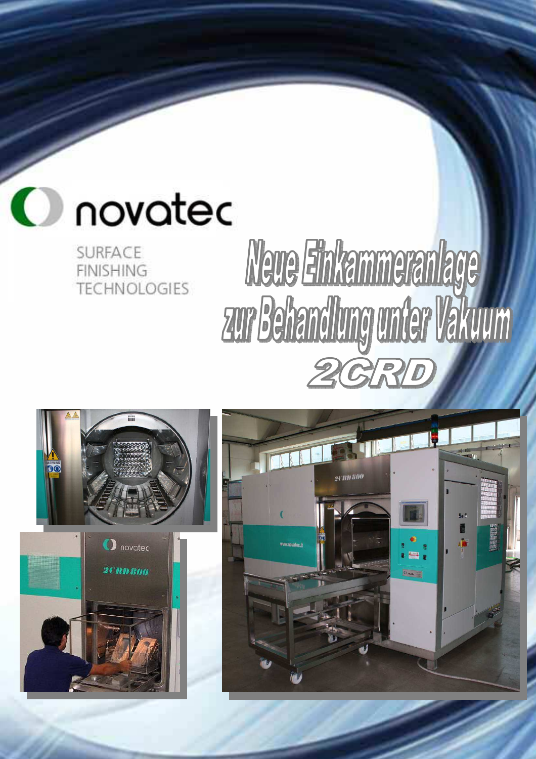novatec

SURFACE
FINISHING
TECHNOLOGIES

# Neue Einkammeranlage zur Behandlung unter Vakuum

# 2CRD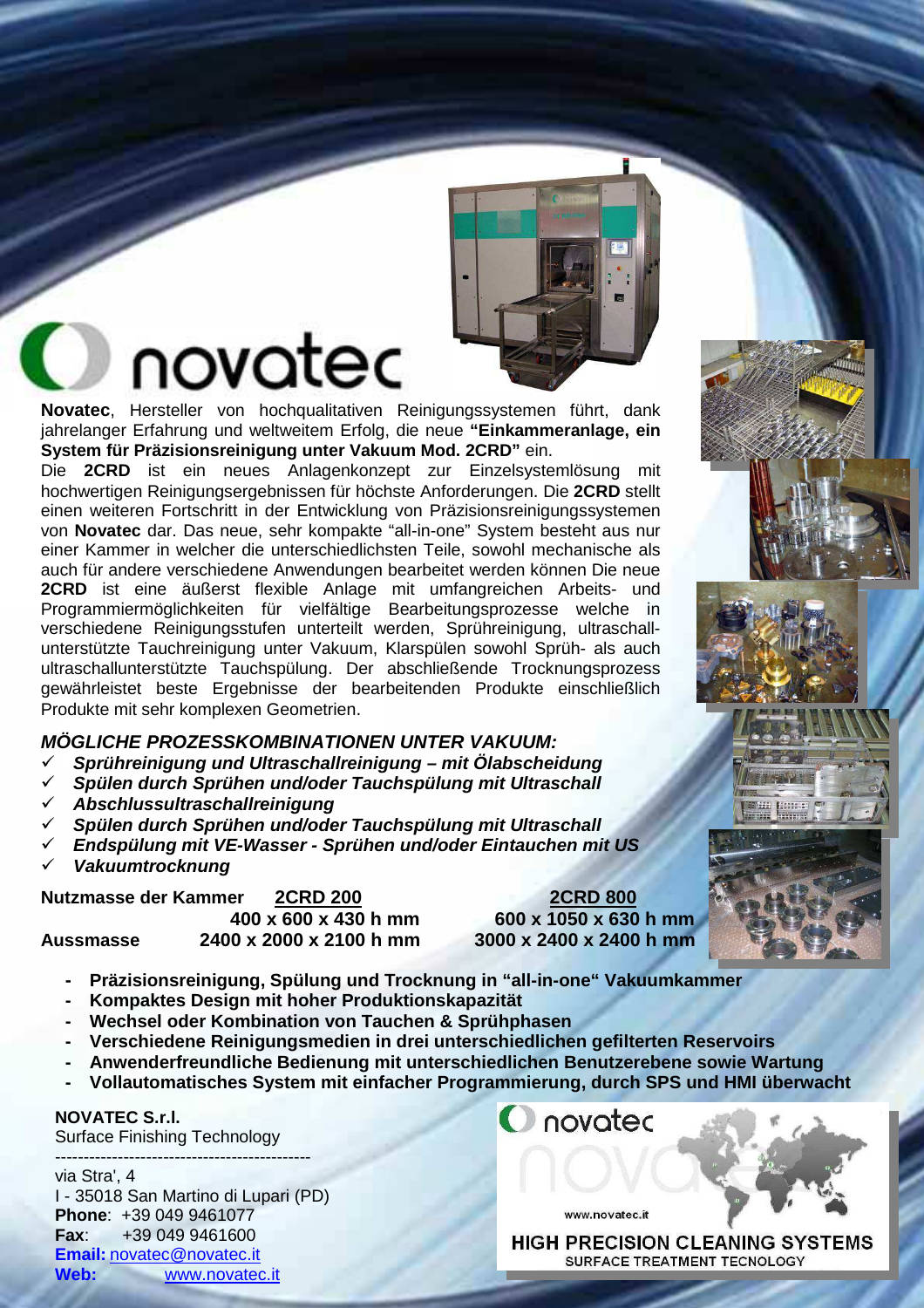novatec

**Novatec**, Hersteller von hochqualitativen Reinigungssystemen führt, dank jahrelanger Erfahrung und weltweitem Erfolg, die neue **"Einkammeranlage, ein System für Präzisionsreinigung unter Vakuum Mod. 2CRD"** ein.

Die **2CRD** ist ein neues Anlagenkonzept zur Einzelsystemlösung mit hochwertigen Reinigungsergebnissen für höchste Anforderungen. Die **2CRD** stellt einen weiteren Fortschritt in der Entwicklung von Präzisionsreinigungssystemen von **Novatec** dar. Das neue, sehr kompakte "all-in-one" System besteht aus nur einer Kammer in welcher die unterschiedlichsten Teile, sowohl mechanische als auch für andere verschiedene Anwendungen bearbeitet werden können Die neue **2CRD** ist eine äußerst flexible Anlage mit umfangreichen Arbeits- und Programmiermöglichkeiten für vielfältige Bearbeitungsprozesse welche in verschiedene Reinigungsstufen unterteilt werden, Sprühreinigung, ultraschall-unterstützte Tauchreinigung unter Vakuum, Klarspülen sowohl Sprüh- als auch ultraschallunterstützte Tauchspülung. Der abschließende Trocknungsprozess gewährleistet beste Ergebnisse der bearbeitenden Produkte einschließlich Produkte mit sehr komplexen Geometrien.

### *MÖGLICHE PROZESSKOMBINATIONEN UNTER VAKUUM:*

- ✓ ***Sprühreinigung und Ultraschallreinigung – mit Ölabscheidung***
- ✓ ***Spülen durch Sprühen und/oder Tauchspülung mit Ultraschall***
- ✓ ***Abschlussultraschallreinigung***
- ✓ ***Spülen durch Sprühen und/oder Tauchspülung mit Ultraschall***
- ✓ ***Endspülung mit VE-Wasser - Sprühen und/oder Eintauchen mit US***
- ✓ ***Vakuumtrocknung***

| | **2CRD 200** | **2CRD 800** |
|---|---|---|
| **Nutzmasse der Kammer** | **400 x 600 x 430 h mm** | **600 x 1050 x 630 h mm** |
| **Aussmasse** | **2400 x 2000 x 2100 h mm** | **3000 x 2400 x 2400 h mm** |

- **Präzisionsreinigung, Spülung und Trocknung in "all-in-one" Vakuumkammer**
- **Kompaktes Design mit hoher Produktionskapazität**
- **Wechsel oder Kombination von Tauchen & Sprühphasen**
- **Verschiedene Reinigungsmedien in drei unterschiedlichen gefilterten Reservoirs**
- **Anwenderfreundliche Bedienung mit unterschiedlichen Benutzerebene sowie Wartung**
- **Vollautomatisches System mit einfacher Programmierung, durch SPS und HMI überwacht**

**NOVATEC S.r.l.**
Surface Finishing Technology

----------------------------------------------

via Stra', 4
I - 35018 San Martino di Lupari (PD)
**Phone**: +39 049 9461077
**Fax**: +39 049 9461600
**Email:** novatec@novatec.it
**Web:** www.novatec.it

novatec
www.novatec.it
**HIGH PRECISION CLEANING SYSTEMS**
SURFACE TREATMENT TECNOLOGY